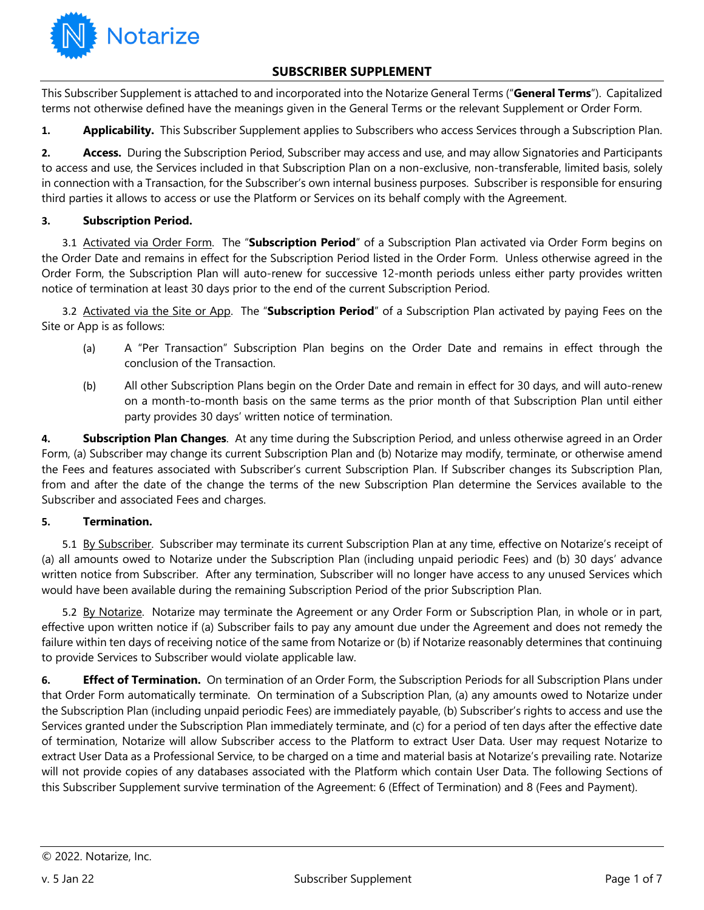# SUBSCRIBER SUPPLEMENT

This Subscriber Supplement is attached to and incorporated into the Notarize General Terms ("**General Terms**"). Capitalized terms not otherwise defined have the meanings given in the General Terms or the relevant Supplement or Order Form.

**1. Applicability.** This Subscriber Supplement applies to Subscribers who access Services through a Subscription Plan.

**2. Access.** During the Subscription Period, Subscriber may access and use, and may allow Signatories and Participants to access and use, the Services included in that Subscription Plan on a non-exclusive, non-transferable, limited basis, solely in connection with a Transaction, for the Subscriber's own internal business purposes. Subscriber is responsible for ensuring third parties it allows to access or use the Platform or Services on its behalf comply with the Agreement.

**3. Subscription Period.**

3.1 Activated via Order Form. The "**Subscription Period**" of a Subscription Plan activated via Order Form begins on the Order Date and remains in effect for the Subscription Period listed in the Order Form. Unless otherwise agreed in the Order Form, the Subscription Plan will auto-renew for successive 12-month periods unless either party provides written notice of termination at least 30 days prior to the end of the current Subscription Period.

3.2 Activated via the Site or App. The "**Subscription Period**" of a Subscription Plan activated by paying Fees on the Site or App is as follows:

(a) A "Per Transaction" Subscription Plan begins on the Order Date and remains in effect through the conclusion of the Transaction.

(b) All other Subscription Plans begin on the Order Date and remain in effect for 30 days, and will auto-renew on a month-to-month basis on the same terms as the prior month of that Subscription Plan until either party provides 30 days' written notice of termination.

**4. Subscription Plan Changes**. At any time during the Subscription Period, and unless otherwise agreed in an Order Form, (a) Subscriber may change its current Subscription Plan and (b) Notarize may modify, terminate, or otherwise amend the Fees and features associated with Subscriber's current Subscription Plan. If Subscriber changes its Subscription Plan, from and after the date of the change the terms of the new Subscription Plan determine the Services available to the Subscriber and associated Fees and charges.

**5. Termination.**

5.1 By Subscriber. Subscriber may terminate its current Subscription Plan at any time, effective on Notarize's receipt of (a) all amounts owed to Notarize under the Subscription Plan (including unpaid periodic Fees) and (b) 30 days' advance written notice from Subscriber. After any termination, Subscriber will no longer have access to any unused Services which would have been available during the remaining Subscription Period of the prior Subscription Plan.

5.2 By Notarize. Notarize may terminate the Agreement or any Order Form or Subscription Plan, in whole or in part, effective upon written notice if (a) Subscriber fails to pay any amount due under the Agreement and does not remedy the failure within ten days of receiving notice of the same from Notarize or (b) if Notarize reasonably determines that continuing to provide Services to Subscriber would violate applicable law.

**6. Effect of Termination.** On termination of an Order Form, the Subscription Periods for all Subscription Plans under that Order Form automatically terminate. On termination of a Subscription Plan, (a) any amounts owed to Notarize under the Subscription Plan (including unpaid periodic Fees) are immediately payable, (b) Subscriber's rights to access and use the Services granted under the Subscription Plan immediately terminate, and (c) for a period of ten days after the effective date of termination, Notarize will allow Subscriber access to the Platform to extract User Data. User may request Notarize to extract User Data as a Professional Service, to be charged on a time and material basis at Notarize's prevailing rate. Notarize will not provide copies of any databases associated with the Platform which contain User Data. The following Sections of this Subscriber Supplement survive termination of the Agreement: 6 (Effect of Termination) and 8 (Fees and Payment).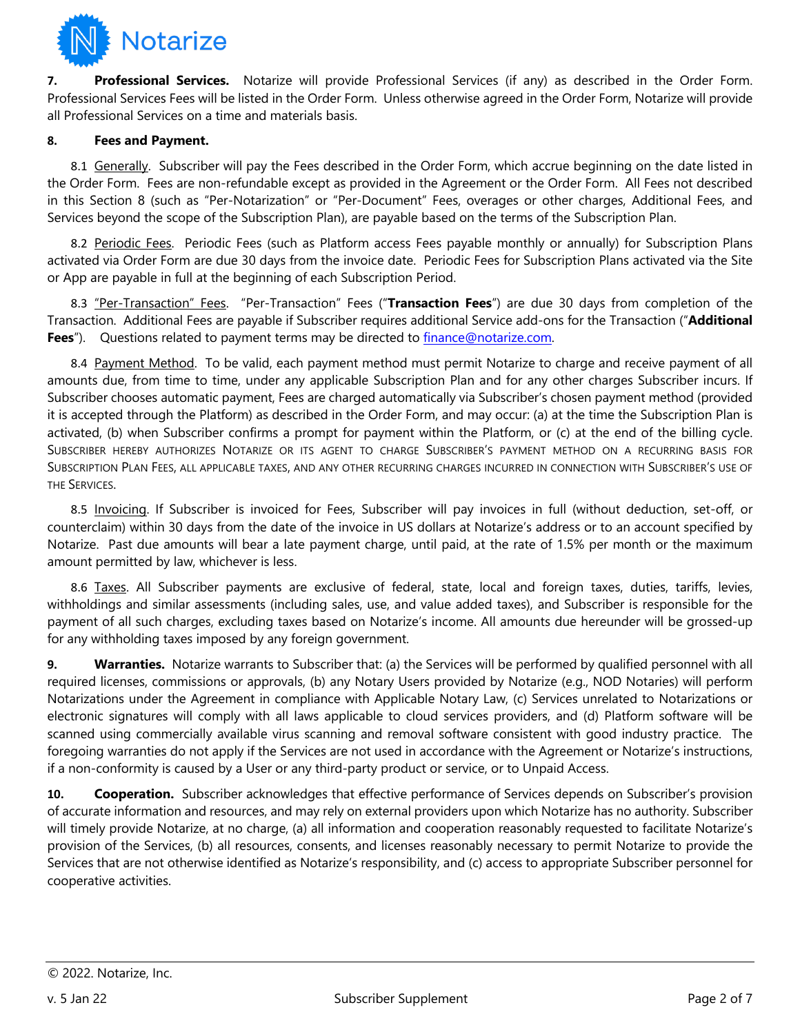**7. Professional Services.** Notarize will provide Professional Services (if any) as described in the Order Form. Professional Services Fees will be listed in the Order Form. Unless otherwise agreed in the Order Form, Notarize will provide all Professional Services on a time and materials basis.

**8. Fees and Payment.**

8.1 Generally. Subscriber will pay the Fees described in the Order Form, which accrue beginning on the date listed in the Order Form. Fees are non-refundable except as provided in the Agreement or the Order Form. All Fees not described in this Section 8 (such as "Per-Notarization" or "Per-Document" Fees, overages or other charges, Additional Fees, and Services beyond the scope of the Subscription Plan), are payable based on the terms of the Subscription Plan.

8.2 Periodic Fees. Periodic Fees (such as Platform access Fees payable monthly or annually) for Subscription Plans activated via Order Form are due 30 days from the invoice date. Periodic Fees for Subscription Plans activated via the Site or App are payable in full at the beginning of each Subscription Period.

8.3 "Per-Transaction" Fees. "Per-Transaction" Fees ("**Transaction Fees**") are due 30 days from completion of the Transaction. Additional Fees are payable if Subscriber requires additional Service add-ons for the Transaction ("**Additional Fees**"). Questions related to payment terms may be directed to finance@notarize.com.

8.4 Payment Method. To be valid, each payment method must permit Notarize to charge and receive payment of all amounts due, from time to time, under any applicable Subscription Plan and for any other charges Subscriber incurs. If Subscriber chooses automatic payment, Fees are charged automatically via Subscriber's chosen payment method (provided it is accepted through the Platform) as described in the Order Form, and may occur: (a) at the time the Subscription Plan is activated, (b) when Subscriber confirms a prompt for payment within the Platform, or (c) at the end of the billing cycle. SUBSCRIBER HEREBY AUTHORIZES NOTARIZE OR ITS AGENT TO CHARGE SUBSCRIBER'S PAYMENT METHOD ON A RECURRING BASIS FOR SUBSCRIPTION PLAN FEES, ALL APPLICABLE TAXES, AND ANY OTHER RECURRING CHARGES INCURRED IN CONNECTION WITH SUBSCRIBER'S USE OF THE SERVICES.

8.5 Invoicing. If Subscriber is invoiced for Fees, Subscriber will pay invoices in full (without deduction, set-off, or counterclaim) within 30 days from the date of the invoice in US dollars at Notarize's address or to an account specified by Notarize. Past due amounts will bear a late payment charge, until paid, at the rate of 1.5% per month or the maximum amount permitted by law, whichever is less.

8.6 Taxes. All Subscriber payments are exclusive of federal, state, local and foreign taxes, duties, tariffs, levies, withholdings and similar assessments (including sales, use, and value added taxes), and Subscriber is responsible for the payment of all such charges, excluding taxes based on Notarize's income. All amounts due hereunder will be grossed-up for any withholding taxes imposed by any foreign government.

**9. Warranties.** Notarize warrants to Subscriber that: (a) the Services will be performed by qualified personnel with all required licenses, commissions or approvals, (b) any Notary Users provided by Notarize (e.g., NOD Notaries) will perform Notarizations under the Agreement in compliance with Applicable Notary Law, (c) Services unrelated to Notarizations or electronic signatures will comply with all laws applicable to cloud services providers, and (d) Platform software will be scanned using commercially available virus scanning and removal software consistent with good industry practice. The foregoing warranties do not apply if the Services are not used in accordance with the Agreement or Notarize's instructions, if a non-conformity is caused by a User or any third-party product or service, or to Unpaid Access.

**10. Cooperation.** Subscriber acknowledges that effective performance of Services depends on Subscriber's provision of accurate information and resources, and may rely on external providers upon which Notarize has no authority. Subscriber will timely provide Notarize, at no charge, (a) all information and cooperation reasonably requested to facilitate Notarize's provision of the Services, (b) all resources, consents, and licenses reasonably necessary to permit Notarize to provide the Services that are not otherwise identified as Notarize's responsibility, and (c) access to appropriate Subscriber personnel for cooperative activities.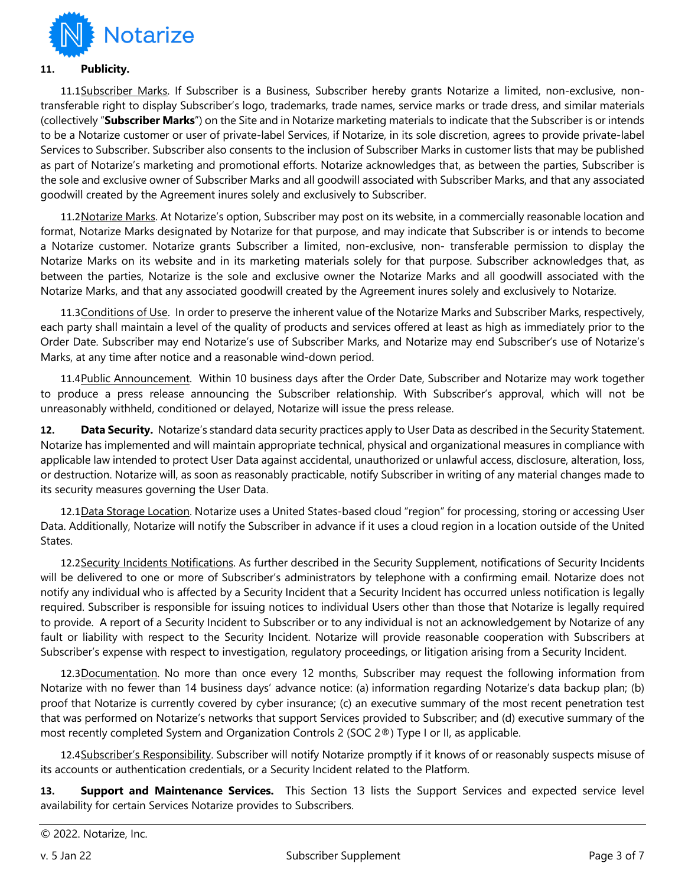**11. Publicity.**

11.1 Subscriber Marks. If Subscriber is a Business, Subscriber hereby grants Notarize a limited, non-exclusive, non-transferable right to display Subscriber's logo, trademarks, trade names, service marks or trade dress, and similar materials (collectively "**Subscriber Marks**") on the Site and in Notarize marketing materials to indicate that the Subscriber is or intends to be a Notarize customer or user of private-label Services, if Notarize, in its sole discretion, agrees to provide private-label Services to Subscriber. Subscriber also consents to the inclusion of Subscriber Marks in customer lists that may be published as part of Notarize's marketing and promotional efforts. Notarize acknowledges that, as between the parties, Subscriber is the sole and exclusive owner of Subscriber Marks and all goodwill associated with Subscriber Marks, and that any associated goodwill created by the Agreement inures solely and exclusively to Subscriber.

11.2 Notarize Marks. At Notarize's option, Subscriber may post on its website, in a commercially reasonable location and format, Notarize Marks designated by Notarize for that purpose, and may indicate that Subscriber is or intends to become a Notarize customer. Notarize grants Subscriber a limited, non-exclusive, non- transferable permission to display the Notarize Marks on its website and in its marketing materials solely for that purpose. Subscriber acknowledges that, as between the parties, Notarize is the sole and exclusive owner the Notarize Marks and all goodwill associated with the Notarize Marks, and that any associated goodwill created by the Agreement inures solely and exclusively to Notarize.

11.3 Conditions of Use. In order to preserve the inherent value of the Notarize Marks and Subscriber Marks, respectively, each party shall maintain a level of the quality of products and services offered at least as high as immediately prior to the Order Date. Subscriber may end Notarize's use of Subscriber Marks, and Notarize may end Subscriber's use of Notarize's Marks, at any time after notice and a reasonable wind-down period.

11.4 Public Announcement. Within 10 business days after the Order Date, Subscriber and Notarize may work together to produce a press release announcing the Subscriber relationship. With Subscriber's approval, which will not be unreasonably withheld, conditioned or delayed, Notarize will issue the press release.

**12. Data Security.** Notarize's standard data security practices apply to User Data as described in the Security Statement. Notarize has implemented and will maintain appropriate technical, physical and organizational measures in compliance with applicable law intended to protect User Data against accidental, unauthorized or unlawful access, disclosure, alteration, loss, or destruction. Notarize will, as soon as reasonably practicable, notify Subscriber in writing of any material changes made to its security measures governing the User Data.

12.1 Data Storage Location. Notarize uses a United States-based cloud "region" for processing, storing or accessing User Data. Additionally, Notarize will notify the Subscriber in advance if it uses a cloud region in a location outside of the United States.

12.2 Security Incidents Notifications. As further described in the Security Supplement, notifications of Security Incidents will be delivered to one or more of Subscriber's administrators by telephone with a confirming email. Notarize does not notify any individual who is affected by a Security Incident that a Security Incident has occurred unless notification is legally required. Subscriber is responsible for issuing notices to individual Users other than those that Notarize is legally required to provide. A report of a Security Incident to Subscriber or to any individual is not an acknowledgement by Notarize of any fault or liability with respect to the Security Incident. Notarize will provide reasonable cooperation with Subscribers at Subscriber's expense with respect to investigation, regulatory proceedings, or litigation arising from a Security Incident.

12.3 Documentation. No more than once every 12 months, Subscriber may request the following information from Notarize with no fewer than 14 business days' advance notice: (a) information regarding Notarize's data backup plan; (b) proof that Notarize is currently covered by cyber insurance; (c) an executive summary of the most recent penetration test that was performed on Notarize's networks that support Services provided to Subscriber; and (d) executive summary of the most recently completed System and Organization Controls 2 (SOC 2®) Type I or II, as applicable.

12.4 Subscriber's Responsibility. Subscriber will notify Notarize promptly if it knows of or reasonably suspects misuse of its accounts or authentication credentials, or a Security Incident related to the Platform.

**13. Support and Maintenance Services.** This Section 13 lists the Support Services and expected service level availability for certain Services Notarize provides to Subscribers.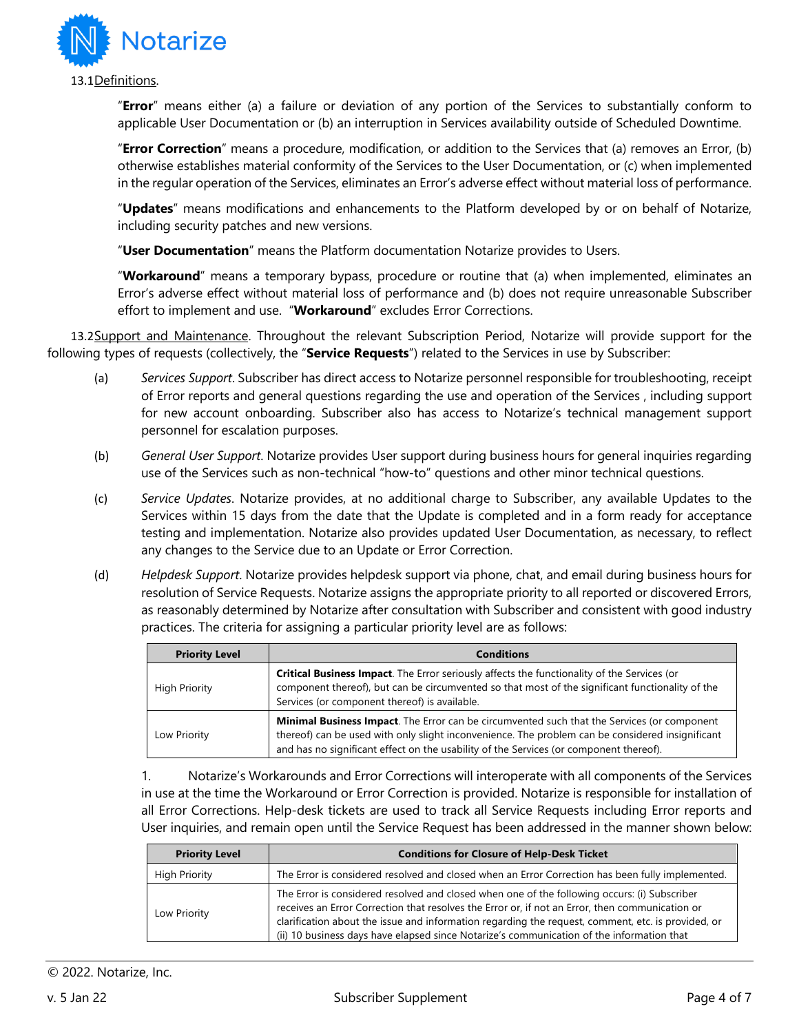13.1 Definitions.

"**Error**" means either (a) a failure or deviation of any portion of the Services to substantially conform to applicable User Documentation or (b) an interruption in Services availability outside of Scheduled Downtime.

"**Error Correction**" means a procedure, modification, or addition to the Services that (a) removes an Error, (b) otherwise establishes material conformity of the Services to the User Documentation, or (c) when implemented in the regular operation of the Services, eliminates an Error's adverse effect without material loss of performance.

"**Updates**" means modifications and enhancements to the Platform developed by or on behalf of Notarize, including security patches and new versions.

"**User Documentation**" means the Platform documentation Notarize provides to Users.

"**Workaround**" means a temporary bypass, procedure or routine that (a) when implemented, eliminates an Error's adverse effect without material loss of performance and (b) does not require unreasonable Subscriber effort to implement and use. "**Workaround**" excludes Error Corrections.

13.2 Support and Maintenance. Throughout the relevant Subscription Period, Notarize will provide support for the following types of requests (collectively, the "**Service Requests**") related to the Services in use by Subscriber:

(a) *Services Support*. Subscriber has direct access to Notarize personnel responsible for troubleshooting, receipt of Error reports and general questions regarding the use and operation of the Services , including support for new account onboarding. Subscriber also has access to Notarize's technical management support personnel for escalation purposes.

(b) *General User Support*. Notarize provides User support during business hours for general inquiries regarding use of the Services such as non-technical "how-to" questions and other minor technical questions.

(c) *Service Updates*. Notarize provides, at no additional charge to Subscriber, any available Updates to the Services within 15 days from the date that the Update is completed and in a form ready for acceptance testing and implementation. Notarize also provides updated User Documentation, as necessary, to reflect any changes to the Service due to an Update or Error Correction.

(d) *Helpdesk Support*. Notarize provides helpdesk support via phone, chat, and email during business hours for resolution of Service Requests. Notarize assigns the appropriate priority to all reported or discovered Errors, as reasonably determined by Notarize after consultation with Subscriber and consistent with good industry practices. The criteria for assigning a particular priority level are as follows:

| Priority Level | Conditions |
|---|---|
| High Priority | **Critical Business Impact**. The Error seriously affects the functionality of the Services (or component thereof), but can be circumvented so that most of the significant functionality of the Services (or component thereof) is available. |
| Low Priority | **Minimal Business Impact**. The Error can be circumvented such that the Services (or component thereof) can be used with only slight inconvenience. The problem can be considered insignificant and has no significant effect on the usability of the Services (or component thereof). |

1. Notarize's Workarounds and Error Corrections will interoperate with all components of the Services in use at the time the Workaround or Error Correction is provided. Notarize is responsible for installation of all Error Corrections. Help-desk tickets are used to track all Service Requests including Error reports and User inquiries, and remain open until the Service Request has been addressed in the manner shown below:

| Priority Level | Conditions for Closure of Help-Desk Ticket |
|---|---|
| High Priority | The Error is considered resolved and closed when an Error Correction has been fully implemented. |
| Low Priority | The Error is considered resolved and closed when one of the following occurs: (i) Subscriber receives an Error Correction that resolves the Error or, if not an Error, then communication or clarification about the issue and information regarding the request, comment, etc. is provided, or (ii) 10 business days have elapsed since Notarize's communication of the information that |

© 2022. Notarize, Inc.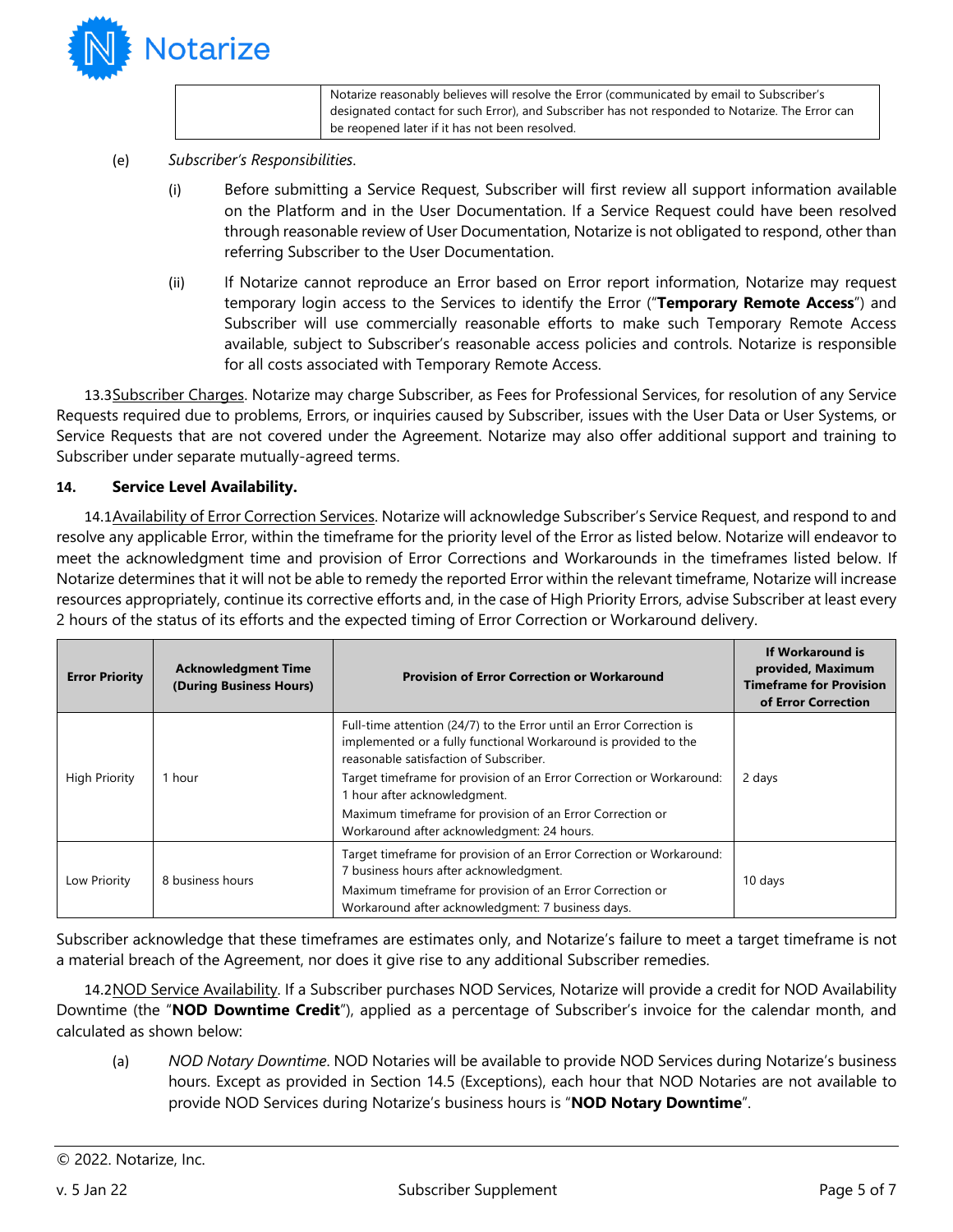| | Notarize reasonably believes will resolve the Error (communicated by email to Subscriber's designated contact for such Error), and Subscriber has not responded to Notarize. The Error can be reopened later if it has not been resolved. |
|---|---|

(e) *Subscriber's Responsibilities*.

(i) Before submitting a Service Request, Subscriber will first review all support information available on the Platform and in the User Documentation. If a Service Request could have been resolved through reasonable review of User Documentation, Notarize is not obligated to respond, other than referring Subscriber to the User Documentation.

(ii) If Notarize cannot reproduce an Error based on Error report information, Notarize may request temporary login access to the Services to identify the Error ("**Temporary Remote Access**") and Subscriber will use commercially reasonable efforts to make such Temporary Remote Access available, subject to Subscriber's reasonable access policies and controls. Notarize is responsible for all costs associated with Temporary Remote Access.

13.3 Subscriber Charges. Notarize may charge Subscriber, as Fees for Professional Services, for resolution of any Service Requests required due to problems, Errors, or inquiries caused by Subscriber, issues with the User Data or User Systems, or Service Requests that are not covered under the Agreement. Notarize may also offer additional support and training to Subscriber under separate mutually-agreed terms.

**14. Service Level Availability.**

14.1 Availability of Error Correction Services. Notarize will acknowledge Subscriber's Service Request, and respond to and resolve any applicable Error, within the timeframe for the priority level of the Error as listed below. Notarize will endeavor to meet the acknowledgment time and provision of Error Corrections and Workarounds in the timeframes listed below. If Notarize determines that it will not be able to remedy the reported Error within the relevant timeframe, Notarize will increase resources appropriately, continue its corrective efforts and, in the case of High Priority Errors, advise Subscriber at least every 2 hours of the status of its efforts and the expected timing of Error Correction or Workaround delivery.

| Error Priority | Acknowledgment Time (During Business Hours) | Provision of Error Correction or Workaround | If Workaround is provided, Maximum Timeframe for Provision of Error Correction |
|---|---|---|---|
| High Priority | 1 hour | Full-time attention (24/7) to the Error until an Error Correction is implemented or a fully functional Workaround is provided to the reasonable satisfaction of Subscriber.<br>Target timeframe for provision of an Error Correction or Workaround: 1 hour after acknowledgment.<br>Maximum timeframe for provision of an Error Correction or Workaround after acknowledgment: 24 hours. | 2 days |
| Low Priority | 8 business hours | Target timeframe for provision of an Error Correction or Workaround: 7 business hours after acknowledgment.<br>Maximum timeframe for provision of an Error Correction or Workaround after acknowledgment: 7 business days. | 10 days |

Subscriber acknowledge that these timeframes are estimates only, and Notarize's failure to meet a target timeframe is not a material breach of the Agreement, nor does it give rise to any additional Subscriber remedies.

14.2 NOD Service Availability. If a Subscriber purchases NOD Services, Notarize will provide a credit for NOD Availability Downtime (the "**NOD Downtime Credit**"), applied as a percentage of Subscriber's invoice for the calendar month, and calculated as shown below:

(a) *NOD Notary Downtime*. NOD Notaries will be available to provide NOD Services during Notarize's business hours. Except as provided in Section 14.5 (Exceptions), each hour that NOD Notaries are not available to provide NOD Services during Notarize's business hours is "**NOD Notary Downtime**".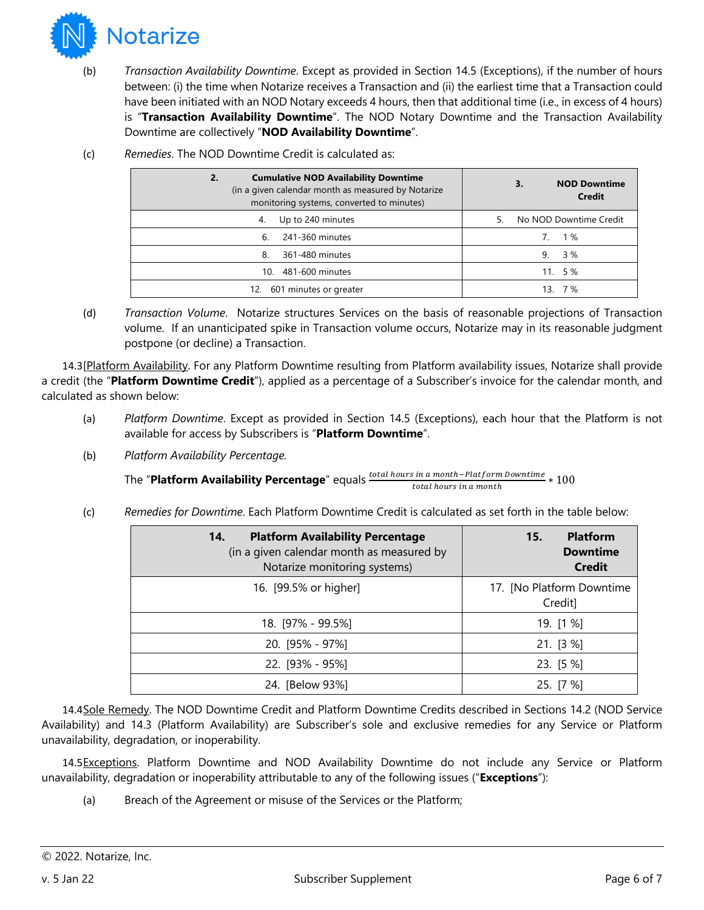(b) *Transaction Availability Downtime*. Except as provided in Section 14.5 (Exceptions), if the number of hours between: (i) the time when Notarize receives a Transaction and (ii) the earliest time that a Transaction could have been initiated with an NOD Notary exceeds 4 hours, then that additional time (i.e., in excess of 4 hours) is "**Transaction Availability Downtime**". The NOD Notary Downtime and the Transaction Availability Downtime are collectively "**NOD Availability Downtime**".

(c) *Remedies*. The NOD Downtime Credit is calculated as:

| 2. **Cumulative NOD Availability Downtime** (in a given calendar month as measured by Notarize monitoring systems, converted to minutes) | 3. **NOD Downtime Credit** |
|---|---|
| 4. Up to 240 minutes | 5. No NOD Downtime Credit |
| 6. 241-360 minutes | 7. 1 % |
| 8. 361-480 minutes | 9. 3 % |
| 10. 481-600 minutes | 11. 5 % |
| 12. 601 minutes or greater | 13. 7 % |

(d) *Transaction Volume*. Notarize structures Services on the basis of reasonable projections of Transaction volume. If an unanticipated spike in Transaction volume occurs, Notarize may in its reasonable judgment postpone (or decline) a Transaction.

14.3 [Platform Availability. For any Platform Downtime resulting from Platform availability issues, Notarize shall provide a credit (the "**Platform Downtime Credit**"), applied as a percentage of a Subscriber's invoice for the calendar month, and calculated as shown below:

(a) *Platform Downtime*. Except as provided in Section 14.5 (Exceptions), each hour that the Platform is not available for access by Subscribers is "**Platform Downtime**".

(b) *Platform Availability Percentage.*

The "**Platform Availability Percentage**" equals $\frac{\text{total hours in a month} - \text{Platform Downtime}}{\text{total hours in a month}} * 100$

(c) *Remedies for Downtime*. Each Platform Downtime Credit is calculated as set forth in the table below:

| 14. **Platform Availability Percentage** (in a given calendar month as measured by Notarize monitoring systems) | 15. **Platform Downtime Credit** |
|---|---|
| 16. [99.5% or higher] | 17. [No Platform Downtime Credit] |
| 18. [97% - 99.5%] | 19. [1 %] |
| 20. [95% - 97%] | 21. [3 %] |
| 22. [93% - 95%] | 23. [5 %] |
| 24. [Below 93%] | 25. [7 %] |

14.4 Sole Remedy. The NOD Downtime Credit and Platform Downtime Credits described in Sections 14.2 (NOD Service Availability) and 14.3 (Platform Availability) are Subscriber's sole and exclusive remedies for any Service or Platform unavailability, degradation, or inoperability.

14.5 Exceptions. Platform Downtime and NOD Availability Downtime do not include any Service or Platform unavailability, degradation or inoperability attributable to any of the following issues ("**Exceptions**"):

(a) Breach of the Agreement or misuse of the Services or the Platform;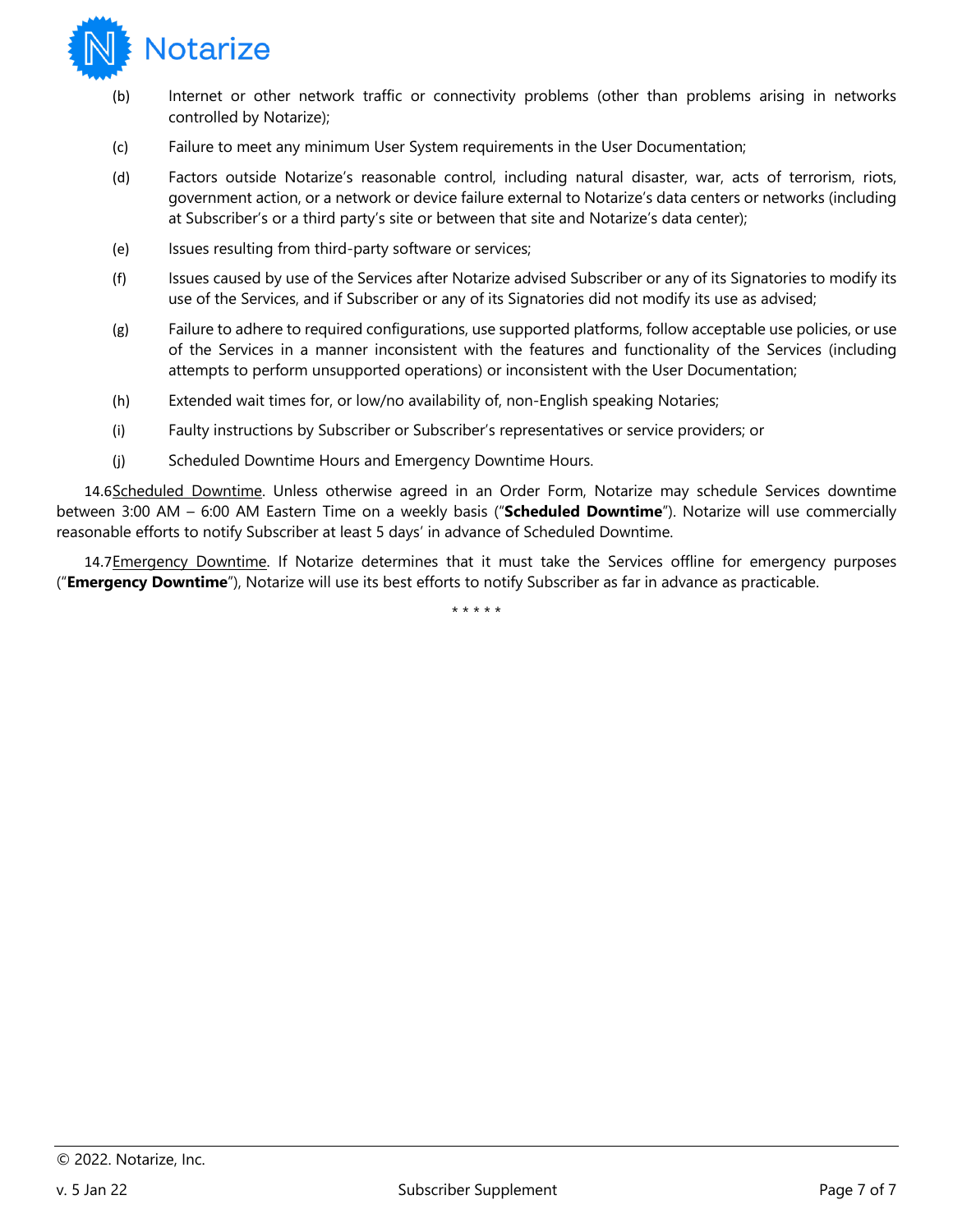(b) Internet or other network traffic or connectivity problems (other than problems arising in networks controlled by Notarize);

(c) Failure to meet any minimum User System requirements in the User Documentation;

(d) Factors outside Notarize's reasonable control, including natural disaster, war, acts of terrorism, riots, government action, or a network or device failure external to Notarize's data centers or networks (including at Subscriber's or a third party's site or between that site and Notarize's data center);

(e) Issues resulting from third-party software or services;

(f) Issues caused by use of the Services after Notarize advised Subscriber or any of its Signatories to modify its use of the Services, and if Subscriber or any of its Signatories did not modify its use as advised;

(g) Failure to adhere to required configurations, use supported platforms, follow acceptable use policies, or use of the Services in a manner inconsistent with the features and functionality of the Services (including attempts to perform unsupported operations) or inconsistent with the User Documentation;

(h) Extended wait times for, or low/no availability of, non-English speaking Notaries;

(i) Faulty instructions by Subscriber or Subscriber's representatives or service providers; or

(j) Scheduled Downtime Hours and Emergency Downtime Hours.

14.6 Scheduled Downtime. Unless otherwise agreed in an Order Form, Notarize may schedule Services downtime between 3:00 AM – 6:00 AM Eastern Time on a weekly basis ("**Scheduled Downtime**"). Notarize will use commercially reasonable efforts to notify Subscriber at least 5 days' in advance of Scheduled Downtime.

14.7 Emergency Downtime. If Notarize determines that it must take the Services offline for emergency purposes ("**Emergency Downtime**"), Notarize will use its best efforts to notify Subscriber as far in advance as practicable.

* * * * *